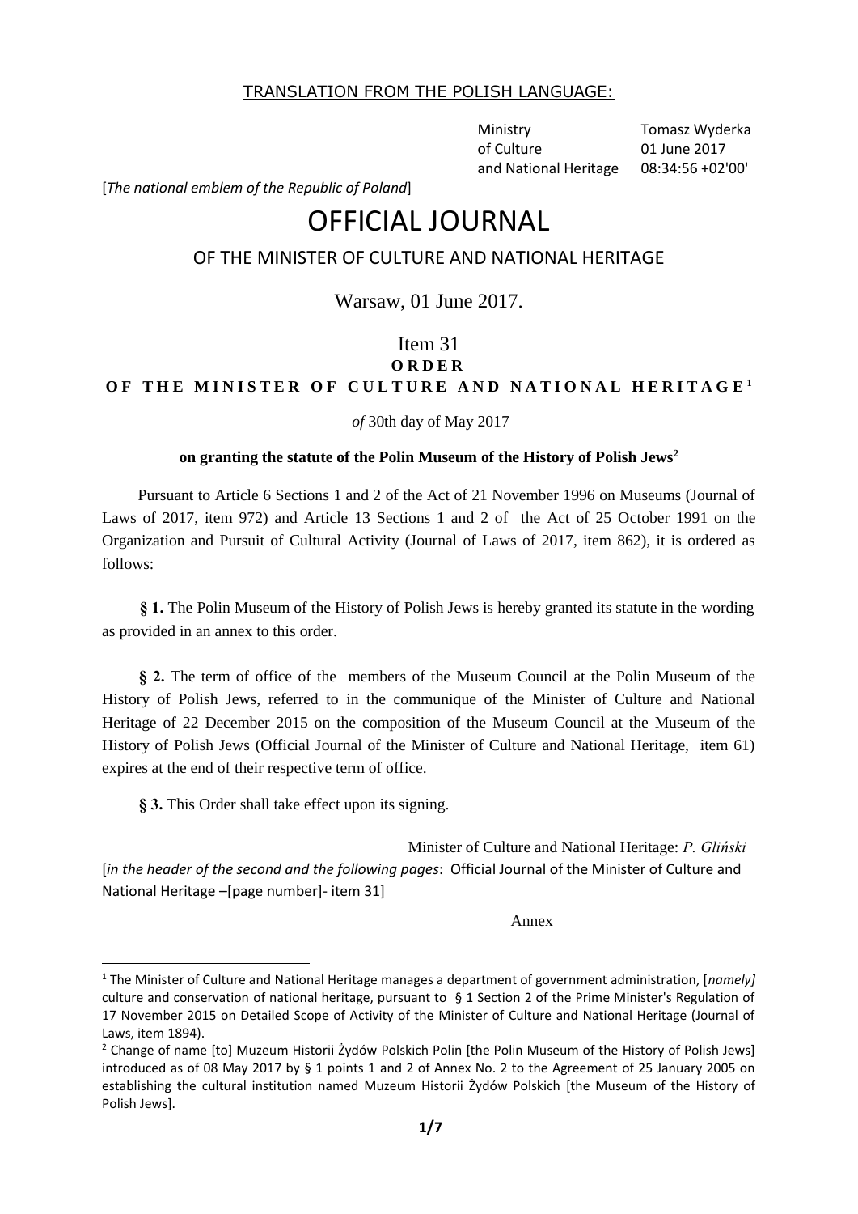TRANSLATION FROM THE POLISH LANGUAGE:

| | |
|---|---|
| Ministry of Culture and National Heritage | Tomasz Wyderka 01 June 2017 08:34:56 +02'00' |

[*The national emblem of the Republic of Poland*]

# OFFICIAL JOURNAL

## OF THE MINISTER OF CULTURE AND NATIONAL HERITAGE

Warsaw, 01 June 2017.

Item 31

**ORDER**

**OF THE MINISTER OF CULTURE AND NATIONAL HERITAGE**[1]

*of* 30th day of May 2017

**on granting the statute of the Polin Museum of the History of Polish Jews**[2]

Pursuant to Article 6 Sections 1 and 2 of the Act of 21 November 1996 on Museums (Journal of Laws of 2017, item 972) and Article 13 Sections 1 and 2 of the Act of 25 October 1991 on the Organization and Pursuit of Cultural Activity (Journal of Laws of 2017, item 862), it is ordered as follows:

**§ 1.** The Polin Museum of the History of Polish Jews is hereby granted its statute in the wording as provided in an annex to this order.

**§ 2.** The term of office of the members of the Museum Council at the Polin Museum of the History of Polish Jews, referred to in the communique of the Minister of Culture and National Heritage of 22 December 2015 on the composition of the Museum Council at the Museum of the History of Polish Jews (Official Journal of the Minister of Culture and National Heritage, item 61) expires at the end of their respective term of office.

**§ 3.** This Order shall take effect upon its signing.

Minister of Culture and National Heritage: *P. Gliński*

[*in the header of the second and the following pages*: Official Journal of the Minister of Culture and National Heritage –[page number]- item 31]

Annex

---

[1] The Minister of Culture and National Heritage manages a department of government administration, [*namely]* culture and conservation of national heritage, pursuant to § 1 Section 2 of the Prime Minister's Regulation of 17 November 2015 on Detailed Scope of Activity of the Minister of Culture and National Heritage (Journal of Laws, item 1894).

[2] Change of name [to] Muzeum Historii Żydów Polskich Polin [the Polin Museum of the History of Polish Jews] introduced as of 08 May 2017 by § 1 points 1 and 2 of Annex No. 2 to the Agreement of 25 January 2005 on establishing the cultural institution named Muzeum Historii Żydów Polskich [the Museum of the History of Polish Jews].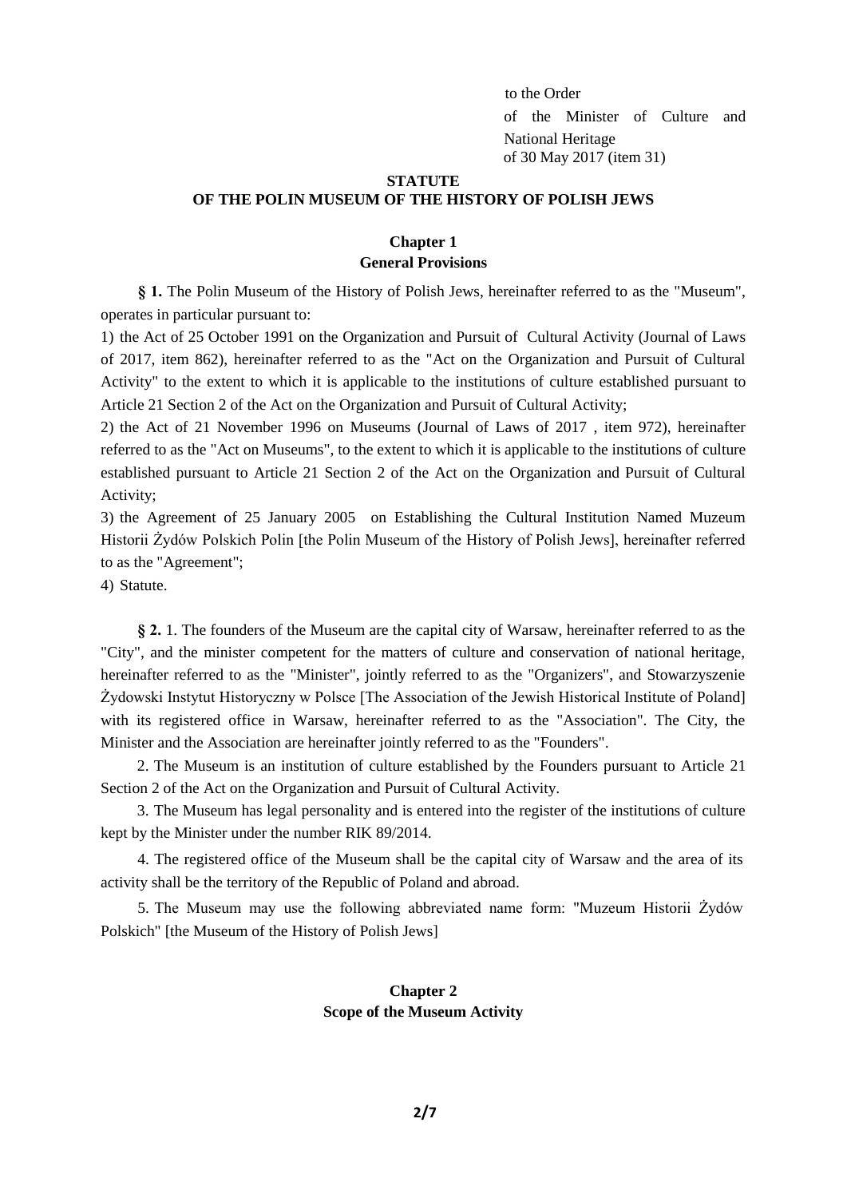to the Order
of the Minister of Culture and National Heritage
of 30 May 2017 (item 31)

# STATUTE
# OF THE POLIN MUSEUM OF THE HISTORY OF POLISH JEWS

## Chapter 1
## General Provisions

**§ 1.** The Polin Museum of the History of Polish Jews, hereinafter referred to as the "Museum", operates in particular pursuant to:

1) the Act of 25 October 1991 on the Organization and Pursuit of Cultural Activity (Journal of Laws of 2017, item 862), hereinafter referred to as the "Act on the Organization and Pursuit of Cultural Activity" to the extent to which it is applicable to the institutions of culture established pursuant to Article 21 Section 2 of the Act on the Organization and Pursuit of Cultural Activity;

2) the Act of 21 November 1996 on Museums (Journal of Laws of 2017 , item 972), hereinafter referred to as the "Act on Museums", to the extent to which it is applicable to the institutions of culture established pursuant to Article 21 Section 2 of the Act on the Organization and Pursuit of Cultural Activity;

3) the Agreement of 25 January 2005 on Establishing the Cultural Institution Named Muzeum Historii Żydów Polskich Polin [the Polin Museum of the History of Polish Jews], hereinafter referred to as the "Agreement";

4) Statute.

**§ 2.** 1. The founders of the Museum are the capital city of Warsaw, hereinafter referred to as the "City", and the minister competent for the matters of culture and conservation of national heritage, hereinafter referred to as the "Minister", jointly referred to as the "Organizers", and Stowarzyszenie Żydowski Instytut Historyczny w Polsce [The Association of the Jewish Historical Institute of Poland] with its registered office in Warsaw, hereinafter referred to as the "Association". The City, the Minister and the Association are hereinafter jointly referred to as the "Founders".

2. The Museum is an institution of culture established by the Founders pursuant to Article 21 Section 2 of the Act on the Organization and Pursuit of Cultural Activity.

3. The Museum has legal personality and is entered into the register of the institutions of culture kept by the Minister under the number RIK 89/2014.

4. The registered office of the Museum shall be the capital city of Warsaw and the area of its activity shall be the territory of the Republic of Poland and abroad.

5. The Museum may use the following abbreviated name form: "Muzeum Historii Żydów Polskich" [the Museum of the History of Polish Jews]

## Chapter 2
## Scope of the Museum Activity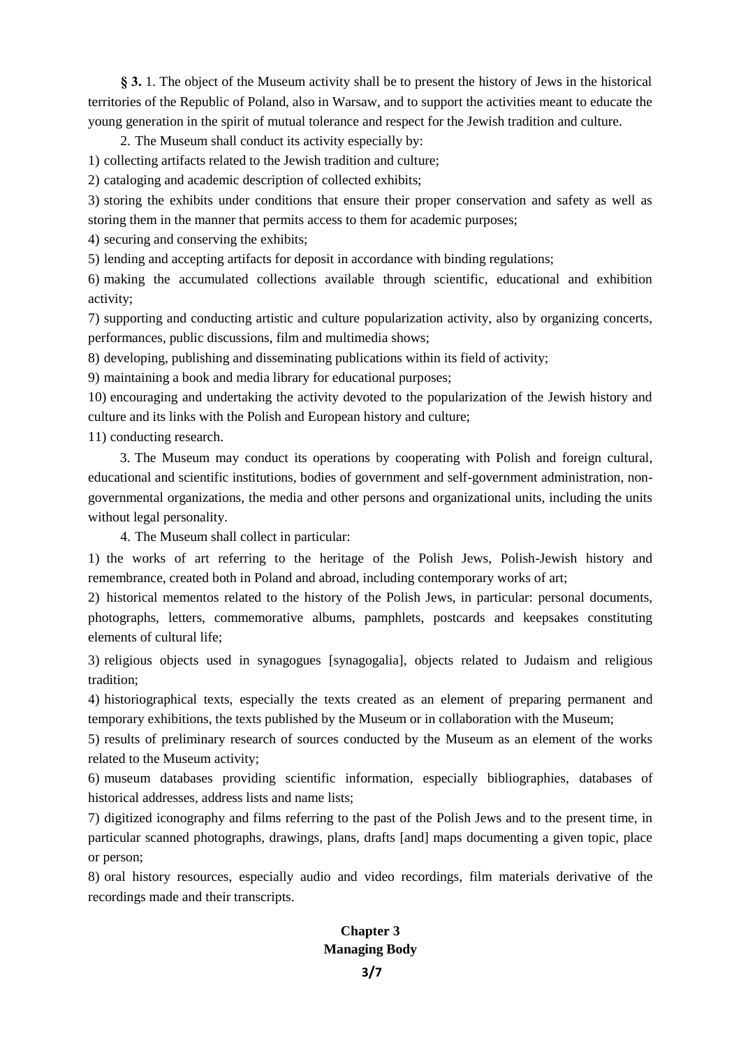**§ 3.** 1. The object of the Museum activity shall be to present the history of Jews in the historical territories of the Republic of Poland, also in Warsaw, and to support the activities meant to educate the young generation in the spirit of mutual tolerance and respect for the Jewish tradition and culture.

2. The Museum shall conduct its activity especially by:

1) collecting artifacts related to the Jewish tradition and culture;

2) cataloging and academic description of collected exhibits;

3) storing the exhibits under conditions that ensure their proper conservation and safety as well as storing them in the manner that permits access to them for academic purposes;

4) securing and conserving the exhibits;

5) lending and accepting artifacts for deposit in accordance with binding regulations;

6) making the accumulated collections available through scientific, educational and exhibition activity;

7) supporting and conducting artistic and culture popularization activity, also by organizing concerts, performances, public discussions, film and multimedia shows;

8) developing, publishing and disseminating publications within its field of activity;

9) maintaining a book and media library for educational purposes;

10) encouraging and undertaking the activity devoted to the popularization of the Jewish history and culture and its links with the Polish and European history and culture;

11) conducting research.

3. The Museum may conduct its operations by cooperating with Polish and foreign cultural, educational and scientific institutions, bodies of government and self-government administration, non-governmental organizations, the media and other persons and organizational units, including the units without legal personality.

4. The Museum shall collect in particular:

1) the works of art referring to the heritage of the Polish Jews, Polish-Jewish history and remembrance, created both in Poland and abroad, including contemporary works of art;

2) historical mementos related to the history of the Polish Jews, in particular: personal documents, photographs, letters, commemorative albums, pamphlets, postcards and keepsakes constituting elements of cultural life;

3) religious objects used in synagogues [synagogalia], objects related to Judaism and religious tradition;

4) historiographical texts, especially the texts created as an element of preparing permanent and temporary exhibitions, the texts published by the Museum or in collaboration with the Museum;

5) results of preliminary research of sources conducted by the Museum as an element of the works related to the Museum activity;

6) museum databases providing scientific information, especially bibliographies, databases of historical addresses, address lists and name lists;

7) digitized iconography and films referring to the past of the Polish Jews and to the present time, in particular scanned photographs, drawings, plans, drafts [and] maps documenting a given topic, place or person;

8) oral history resources, especially audio and video recordings, film materials derivative of the recordings made and their transcripts.

## Chapter 3
## Managing Body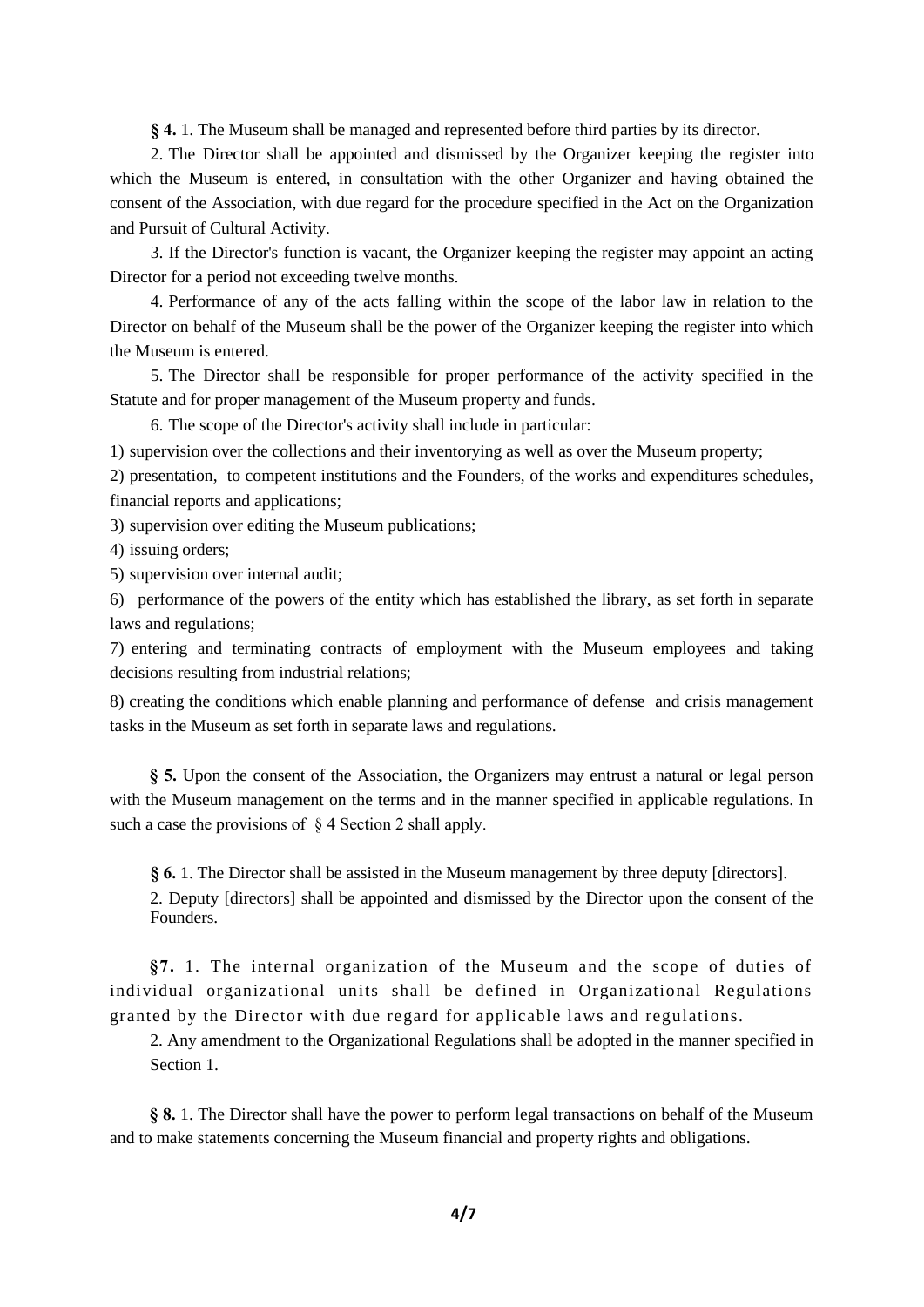**§ 4.** 1. The Museum shall be managed and represented before third parties by its director.

2. The Director shall be appointed and dismissed by the Organizer keeping the register into which the Museum is entered, in consultation with the other Organizer and having obtained the consent of the Association, with due regard for the procedure specified in the Act on the Organization and Pursuit of Cultural Activity.

3. If the Director's function is vacant, the Organizer keeping the register may appoint an acting Director for a period not exceeding twelve months.

4. Performance of any of the acts falling within the scope of the labor law in relation to the Director on behalf of the Museum shall be the power of the Organizer keeping the register into which the Museum is entered.

5. The Director shall be responsible for proper performance of the activity specified in the Statute and for proper management of the Museum property and funds.

6. The scope of the Director's activity shall include in particular:

1) supervision over the collections and their inventorying as well as over the Museum property;

2) presentation, to competent institutions and the Founders, of the works and expenditures schedules, financial reports and applications;

3) supervision over editing the Museum publications;

4) issuing orders;

5) supervision over internal audit;

6) performance of the powers of the entity which has established the library, as set forth in separate laws and regulations;

7) entering and terminating contracts of employment with the Museum employees and taking decisions resulting from industrial relations;

8) creating the conditions which enable planning and performance of defense and crisis management tasks in the Museum as set forth in separate laws and regulations.

**§ 5.** Upon the consent of the Association, the Organizers may entrust a natural or legal person with the Museum management on the terms and in the manner specified in applicable regulations. In such a case the provisions of § 4 Section 2 shall apply.

**§ 6.** 1. The Director shall be assisted in the Museum management by three deputy [directors].

2. Deputy [directors] shall be appointed and dismissed by the Director upon the consent of the Founders.

**§7.** 1. The internal organization of the Museum and the scope of duties of individual organizational units shall be defined in Organizational Regulations granted by the Director with due regard for applicable laws and regulations.

2. Any amendment to the Organizational Regulations shall be adopted in the manner specified in Section 1.

**§ 8.** 1. The Director shall have the power to perform legal transactions on behalf of the Museum and to make statements concerning the Museum financial and property rights and obligations.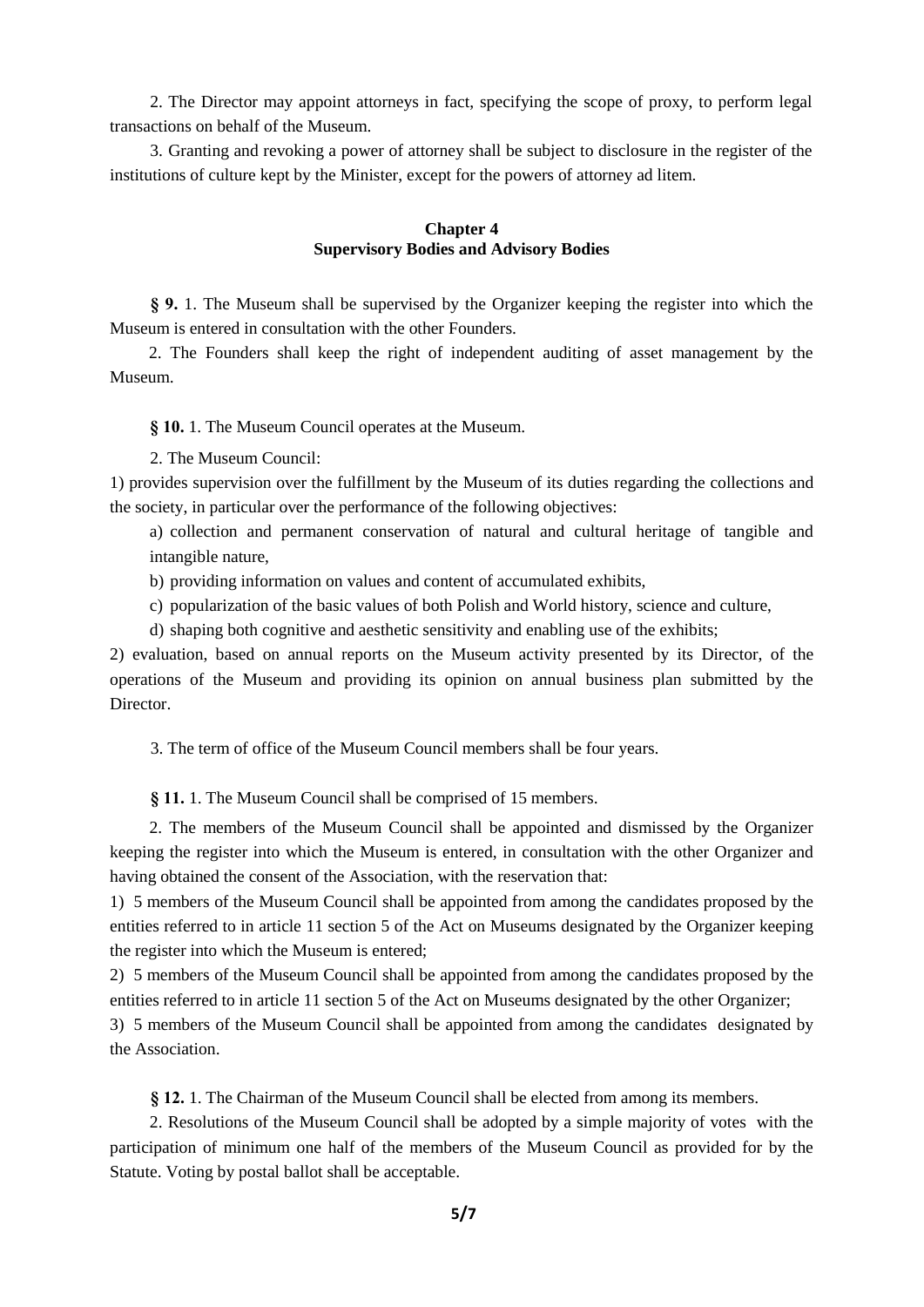2. The Director may appoint attorneys in fact, specifying the scope of proxy, to perform legal transactions on behalf of the Museum.

3. Granting and revoking a power of attorney shall be subject to disclosure in the register of the institutions of culture kept by the Minister, except for the powers of attorney ad litem.

## Chapter 4
## Supervisory Bodies and Advisory Bodies

**§ 9.** 1. The Museum shall be supervised by the Organizer keeping the register into which the Museum is entered in consultation with the other Founders.

2. The Founders shall keep the right of independent auditing of asset management by the Museum.

**§ 10.** 1. The Museum Council operates at the Museum.

2. The Museum Council:

1) provides supervision over the fulfillment by the Museum of its duties regarding the collections and the society, in particular over the performance of the following objectives:

   a) collection and permanent conservation of natural and cultural heritage of tangible and intangible nature,

   b) providing information on values and content of accumulated exhibits,

   c) popularization of the basic values of both Polish and World history, science and culture,

   d) shaping both cognitive and aesthetic sensitivity and enabling use of the exhibits;

2) evaluation, based on annual reports on the Museum activity presented by its Director, of the operations of the Museum and providing its opinion on annual business plan submitted by the Director.

3. The term of office of the Museum Council members shall be four years.

**§ 11.** 1. The Museum Council shall be comprised of 15 members.

2. The members of the Museum Council shall be appointed and dismissed by the Organizer keeping the register into which the Museum is entered, in consultation with the other Organizer and having obtained the consent of the Association, with the reservation that:

1) 5 members of the Museum Council shall be appointed from among the candidates proposed by the entities referred to in article 11 section 5 of the Act on Museums designated by the Organizer keeping the register into which the Museum is entered;

2) 5 members of the Museum Council shall be appointed from among the candidates proposed by the entities referred to in article 11 section 5 of the Act on Museums designated by the other Organizer;

3) 5 members of the Museum Council shall be appointed from among the candidates designated by the Association.

**§ 12.** 1. The Chairman of the Museum Council shall be elected from among its members.

2. Resolutions of the Museum Council shall be adopted by a simple majority of votes with the participation of minimum one half of the members of the Museum Council as provided for by the Statute. Voting by postal ballot shall be acceptable.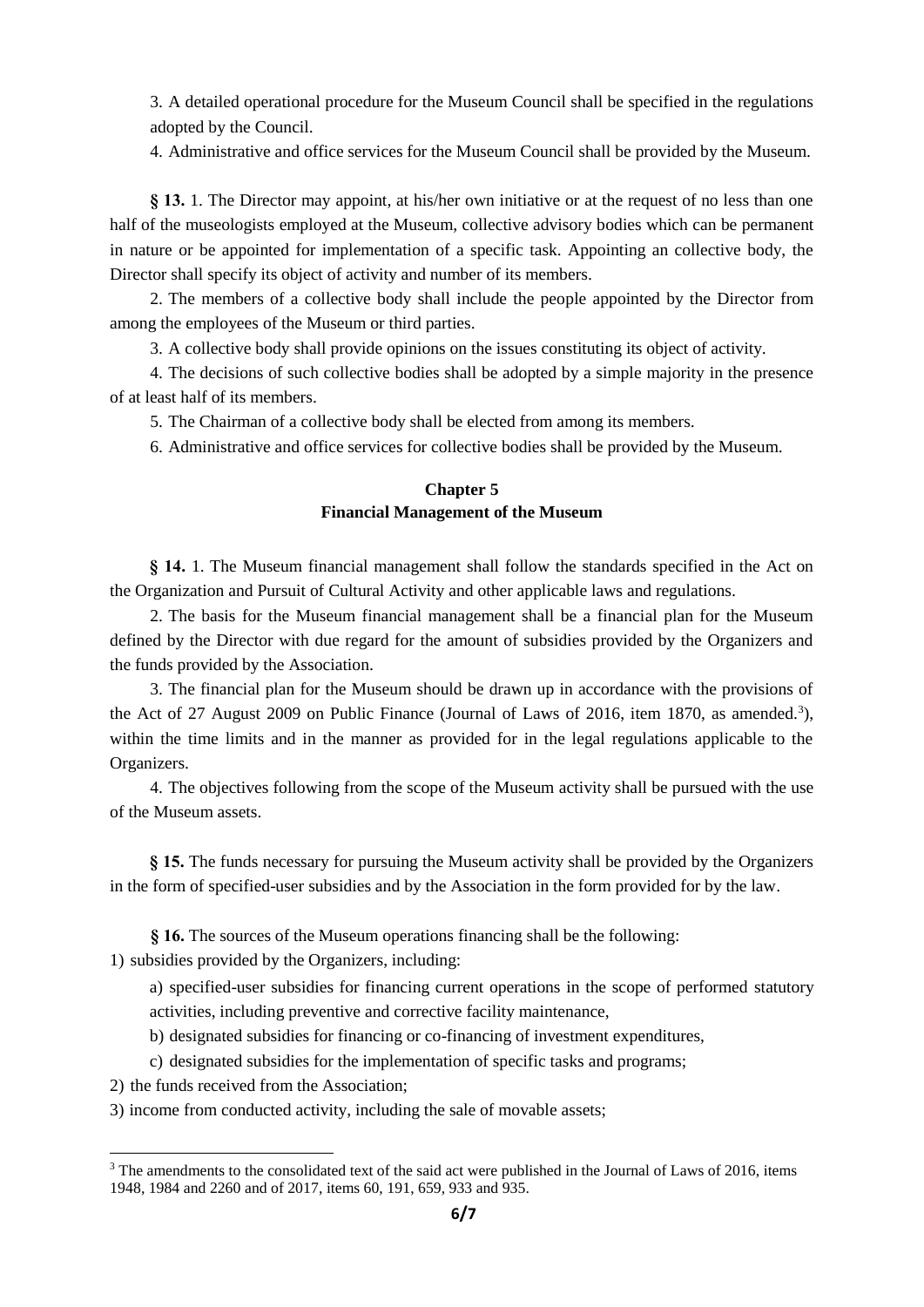3. A detailed operational procedure for the Museum Council shall be specified in the regulations adopted by the Council.

4. Administrative and office services for the Museum Council shall be provided by the Museum.

**§ 13.** 1. The Director may appoint, at his/her own initiative or at the request of no less than one half of the museologists employed at the Museum, collective advisory bodies which can be permanent in nature or be appointed for implementation of a specific task. Appointing an collective body, the Director shall specify its object of activity and number of its members.

2. The members of a collective body shall include the people appointed by the Director from among the employees of the Museum or third parties.

3. A collective body shall provide opinions on the issues constituting its object of activity.

4. The decisions of such collective bodies shall be adopted by a simple majority in the presence of at least half of its members.

5. The Chairman of a collective body shall be elected from among its members.

6. Administrative and office services for collective bodies shall be provided by the Museum.

## Chapter 5
## Financial Management of the Museum

**§ 14.** 1. The Museum financial management shall follow the standards specified in the Act on the Organization and Pursuit of Cultural Activity and other applicable laws and regulations.

2. The basis for the Museum financial management shall be a financial plan for the Museum defined by the Director with due regard for the amount of subsidies provided by the Organizers and the funds provided by the Association.

3. The financial plan for the Museum should be drawn up in accordance with the provisions of the Act of 27 August 2009 on Public Finance (Journal of Laws of 2016, item 1870, as amended.[3]), within the time limits and in the manner as provided for in the legal regulations applicable to the Organizers.

4. The objectives following from the scope of the Museum activity shall be pursued with the use of the Museum assets.

**§ 15.** The funds necessary for pursuing the Museum activity shall be provided by the Organizers in the form of specified-user subsidies and by the Association in the form provided for by the law.

**§ 16.** The sources of the Museum operations financing shall be the following:

1) subsidies provided by the Organizers, including:

   a) specified-user subsidies for financing current operations in the scope of performed statutory activities, including preventive and corrective facility maintenance,

   b) designated subsidies for financing or co-financing of investment expenditures,

   c) designated subsidies for the implementation of specific tasks and programs;

2) the funds received from the Association;

3) income from conducted activity, including the sale of movable assets;

---

[3] The amendments to the consolidated text of the said act were published in the Journal of Laws of 2016, items 1948, 1984 and 2260 and of 2017, items 60, 191, 659, 933 and 935.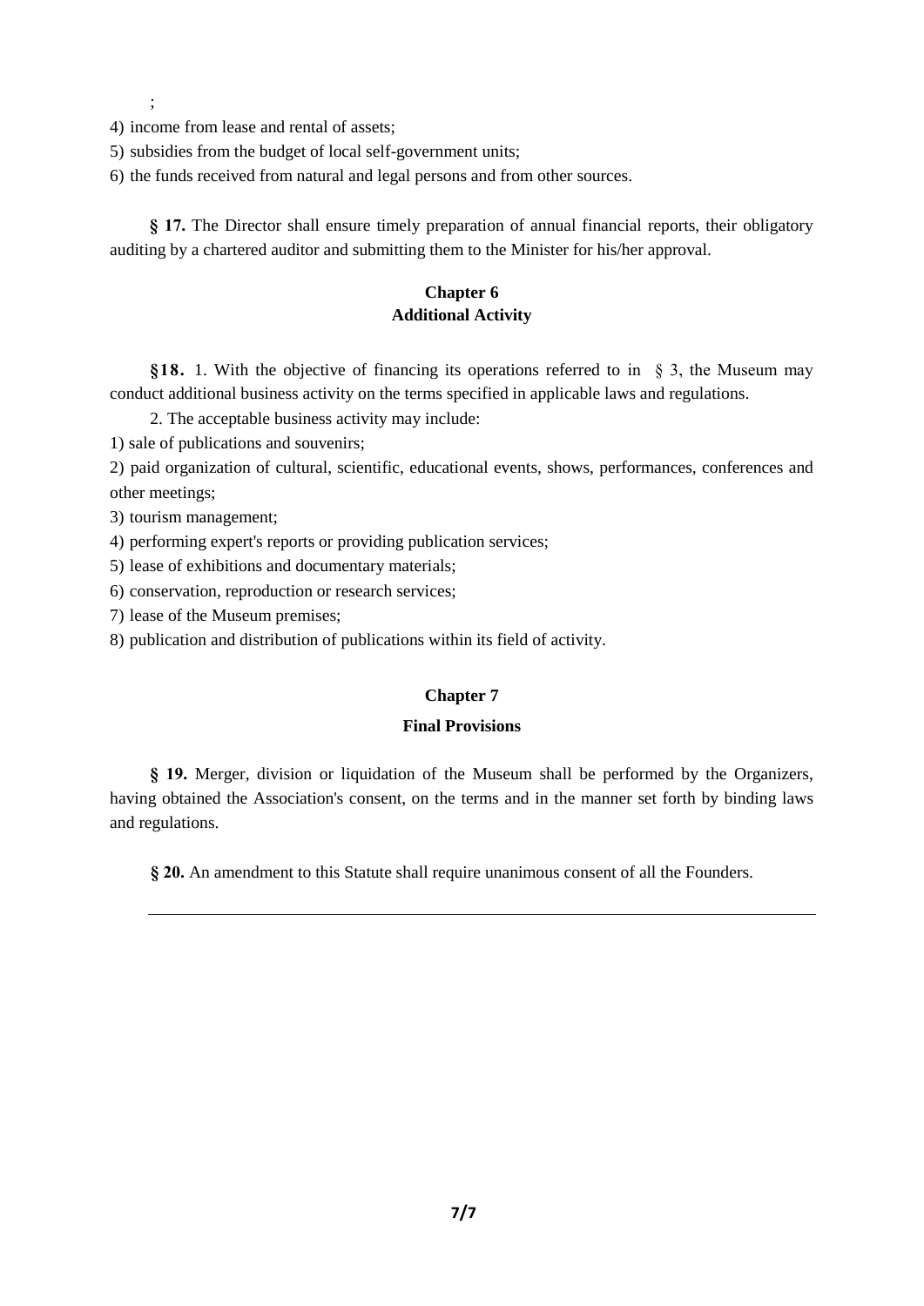;

4) income from lease and rental of assets;

5) subsidies from the budget of local self-government units;

6) the funds received from natural and legal persons and from other sources.

**§ 17.** The Director shall ensure timely preparation of annual financial reports, their obligatory auditing by a chartered auditor and submitting them to the Minister for his/her approval.

## Chapter 6
## Additional Activity

**§18.** 1. With the objective of financing its operations referred to in § 3, the Museum may conduct additional business activity on the terms specified in applicable laws and regulations.

2. The acceptable business activity may include:

1) sale of publications and souvenirs;

2) paid organization of cultural, scientific, educational events, shows, performances, conferences and other meetings;

3) tourism management;

4) performing expert's reports or providing publication services;

5) lease of exhibitions and documentary materials;

6) conservation, reproduction or research services;

7) lease of the Museum premises;

8) publication and distribution of publications within its field of activity.

## Chapter 7
## Final Provisions

**§ 19.** Merger, division or liquidation of the Museum shall be performed by the Organizers, having obtained the Association's consent, on the terms and in the manner set forth by binding laws and regulations.

**§ 20.** An amendment to this Statute shall require unanimous consent of all the Founders.